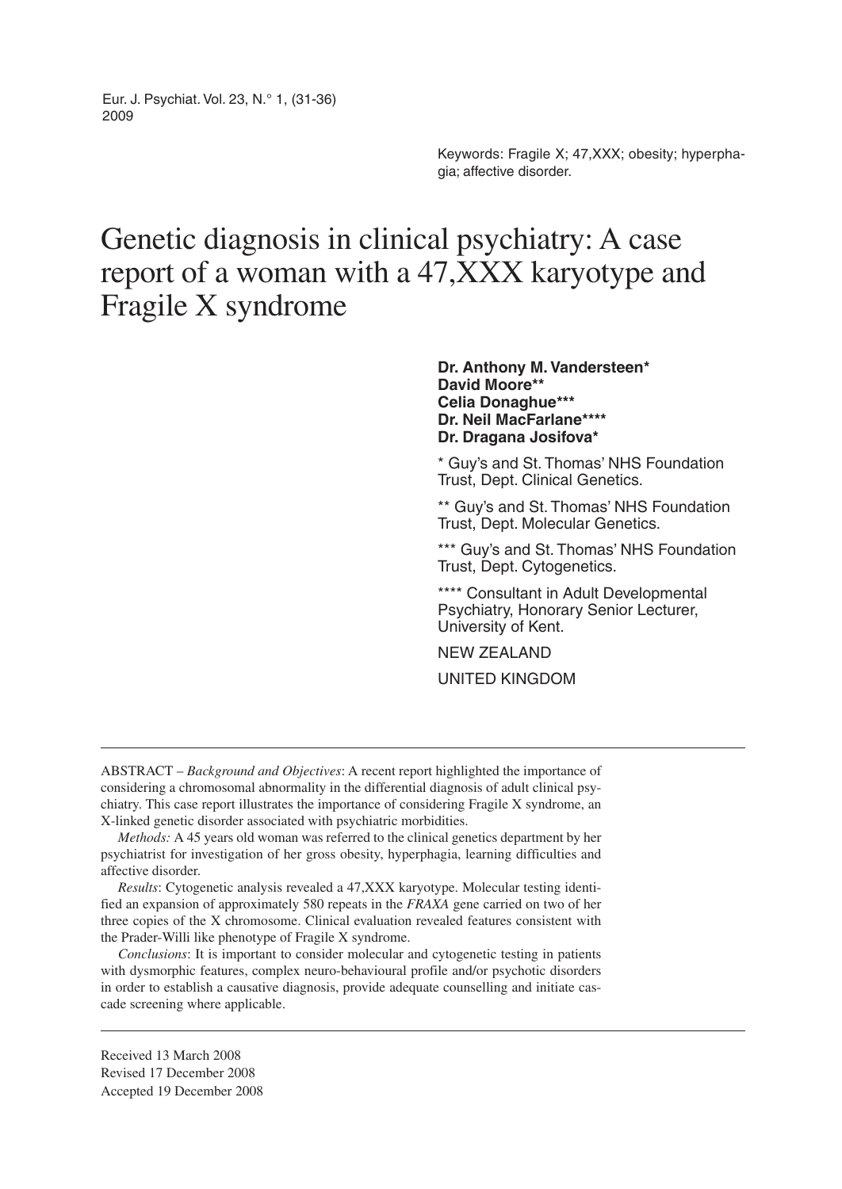Keywords: Fragile X; 47,XXX; obesity; hyperphagia; affective disorder.

# Genetic diagnosis in clinical psychiatry: A case report of a woman with a 47,XXX karyotype and Fragile X syndrome

**Dr. Anthony M. Vandersteen\***
**David Moore\*\***
**Celia Donaghue\*\*\***
**Dr. Neil MacFarlane\*\*\*\***
**Dr. Dragana Josifova\***

\* Guy's and St. Thomas' NHS Foundation Trust, Dept. Clinical Genetics.

\*\* Guy's and St. Thomas' NHS Foundation Trust, Dept. Molecular Genetics.

\*\*\* Guy's and St. Thomas' NHS Foundation Trust, Dept. Cytogenetics.

\*\*\*\* Consultant in Adult Developmental Psychiatry, Honorary Senior Lecturer, University of Kent.

NEW ZEALAND

UNITED KINGDOM

---

ABSTRACT – *Background and Objectives*: A recent report highlighted the importance of considering a chromosomal abnormality in the differential diagnosis of adult clinical psychiatry. This case report illustrates the importance of considering Fragile X syndrome, an X-linked genetic disorder associated with psychiatric morbidities.

*Methods:* A 45 years old woman was referred to the clinical genetics department by her psychiatrist for investigation of her gross obesity, hyperphagia, learning difficulties and affective disorder.

*Results*: Cytogenetic analysis revealed a 47,XXX karyotype. Molecular testing identified an expansion of approximately 580 repeats in the *FRAXA* gene carried on two of her three copies of the X chromosome. Clinical evaluation revealed features consistent with the Prader-Willi like phenotype of Fragile X syndrome.

*Conclusions*: It is important to consider molecular and cytogenetic testing in patients with dysmorphic features, complex neuro-behavioural profile and/or psychotic disorders in order to establish a causative diagnosis, provide adequate counselling and initiate cascade screening where applicable.

---

Received 13 March 2008
Revised 17 December 2008
Accepted 19 December 2008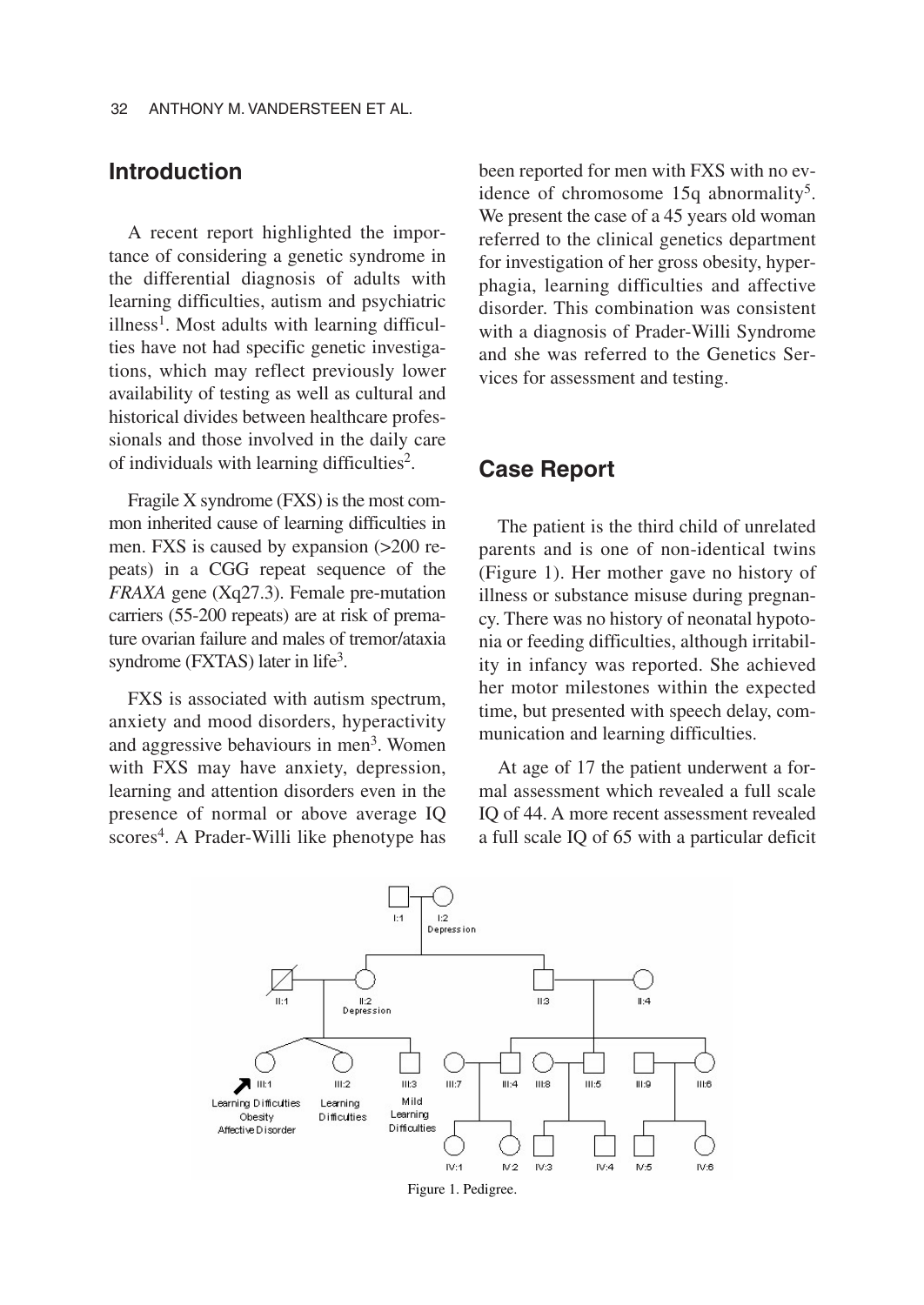## Introduction

A recent report highlighted the importance of considering a genetic syndrome in the differential diagnosis of adults with learning difficulties, autism and psychiatric illness[1]. Most adults with learning difficulties have not had specific genetic investigations, which may reflect previously lower availability of testing as well as cultural and historical divides between healthcare professionals and those involved in the daily care of individuals with learning difficulties[2].

Fragile X syndrome (FXS) is the most common inherited cause of learning difficulties in men. FXS is caused by expansion (>200 repeats) in a CGG repeat sequence of the *FRAXA* gene (Xq27.3). Female pre-mutation carriers (55-200 repeats) are at risk of premature ovarian failure and males of tremor/ataxia syndrome (FXTAS) later in life[3].

FXS is associated with autism spectrum, anxiety and mood disorders, hyperactivity and aggressive behaviours in men[3]. Women with FXS may have anxiety, depression, learning and attention disorders even in the presence of normal or above average IQ scores[4]. A Prader-Willi like phenotype has been reported for men with FXS with no evidence of chromosome 15q abnormality[5]. We present the case of a 45 years old woman referred to the clinical genetics department for investigation of her gross obesity, hyperphagia, learning difficulties and affective disorder. This combination was consistent with a diagnosis of Prader-Willi Syndrome and she was referred to the Genetics Services for assessment and testing.

## Case Report

The patient is the third child of unrelated parents and is one of non-identical twins (Figure 1). Her mother gave no history of illness or substance misuse during pregnancy. There was no history of neonatal hypotonia or feeding difficulties, although irritability in infancy was reported. She achieved her motor milestones within the expected time, but presented with speech delay, communication and learning difficulties.

At age of 17 the patient underwent a formal assessment which revealed a full scale IQ of 44. A more recent assessment revealed a full scale IQ of 65 with a particular deficit

Figure 1. Pedigree.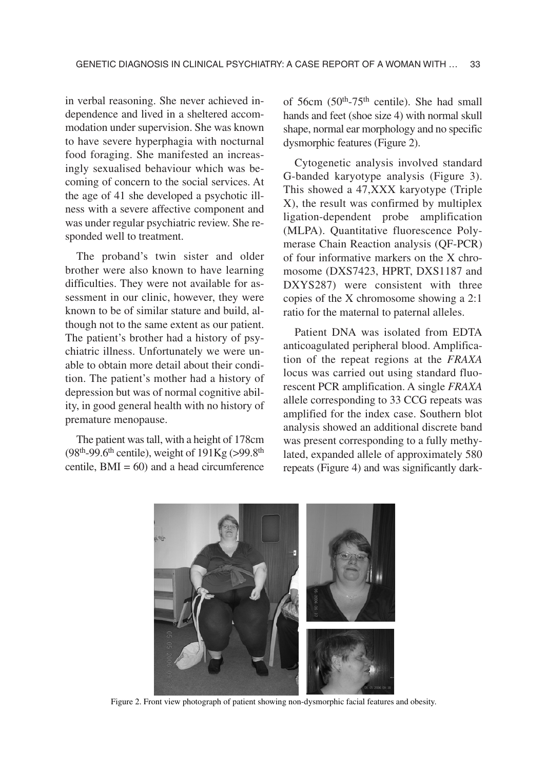in verbal reasoning. She never achieved independence and lived in a sheltered accommodation under supervision. She was known to have severe hyperphagia with nocturnal food foraging. She manifested an increasingly sexualised behaviour which was becoming of concern to the social services. At the age of 41 she developed a psychotic illness with a severe affective component and was under regular psychiatric review. She responded well to treatment.

The proband's twin sister and older brother were also known to have learning difficulties. They were not available for assessment in our clinic, however, they were known to be of similar stature and build, although not to the same extent as our patient. The patient's brother had a history of psychiatric illness. Unfortunately we were unable to obtain more detail about their condition. The patient's mother had a history of depression but was of normal cognitive ability, in good general health with no history of premature menopause.

The patient was tall, with a height of 178cm ($98^{th}$-$99.6^{th}$ centile), weight of 191Kg (>$99.8^{th}$ centile, BMI = 60) and a head circumference of 56cm ($50^{th}$-$75^{th}$ centile). She had small hands and feet (shoe size 4) with normal skull shape, normal ear morphology and no specific dysmorphic features (Figure 2).

Cytogenetic analysis involved standard G-banded karyotype analysis (Figure 3). This showed a 47,XXX karyotype (Triple X), the result was confirmed by multiplex ligation-dependent probe amplification (MLPA). Quantitative fluorescence Polymerase Chain Reaction analysis (QF-PCR) of four informative markers on the X chromosome (DXS7423, HPRT, DXS1187 and DXYS287) were consistent with three copies of the X chromosome showing a 2:1 ratio for the maternal to paternal alleles.

Patient DNA was isolated from EDTA anticoagulated peripheral blood. Amplification of the repeat regions at the *FRAXA* locus was carried out using standard fluorescent PCR amplification. A single *FRAXA* allele corresponding to 33 CCG repeats was amplified for the index case. Southern blot analysis showed an additional discrete band was present corresponding to a fully methylated, expanded allele of approximately 580 repeats (Figure 4) and was significantly dark-

Figure 2. Front view photograph of patient showing non-dysmorphic facial features and obesity.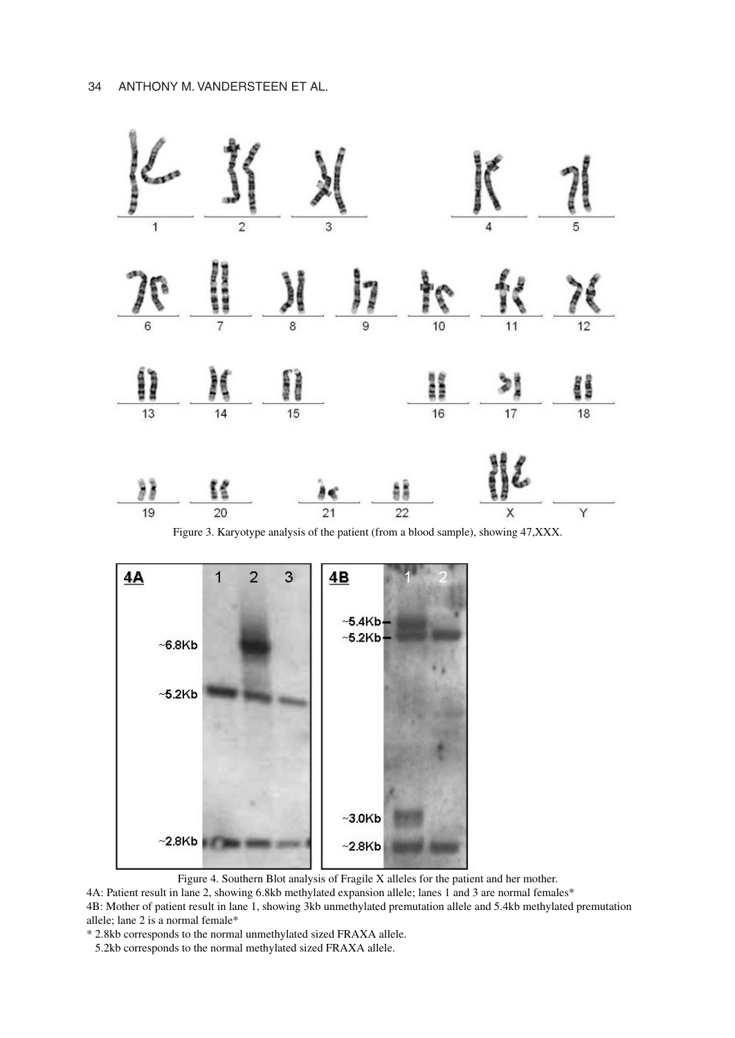Figure 3. Karyotype analysis of the patient (from a blood sample), showing 47,XXX.

Figure 4. Southern Blot analysis of Fragile X alleles for the patient and her mother.

4A: Patient result in lane 2, showing 6.8kb methylated expansion allele; lanes 1 and 3 are normal females*

4B: Mother of patient result in lane 1, showing 3kb unmethylated premutation allele and 5.4kb methylated premutation allele; lane 2 is a normal female*

* 2.8kb corresponds to the normal unmethylated sized FRAXA allele.

5.2kb corresponds to the normal methylated sized FRAXA allele.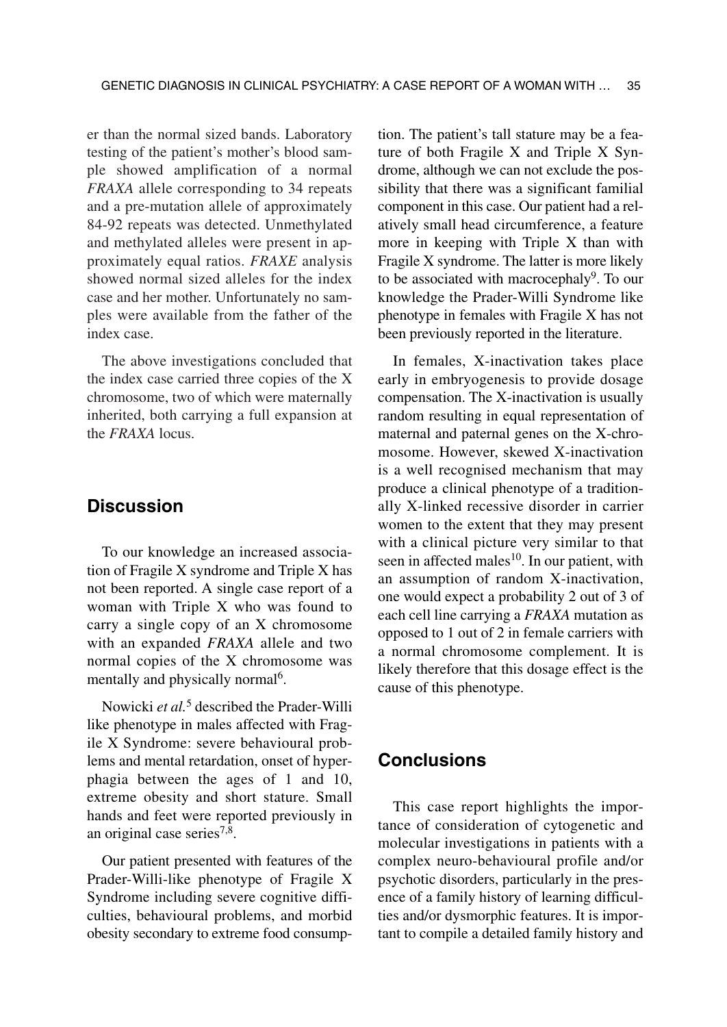er than the normal sized bands. Laboratory testing of the patient's mother's blood sample showed amplification of a normal *FRAXA* allele corresponding to 34 repeats and a pre-mutation allele of approximately 84-92 repeats was detected. Unmethylated and methylated alleles were present in approximately equal ratios. *FRAXE* analysis showed normal sized alleles for the index case and her mother. Unfortunately no samples were available from the father of the index case.

The above investigations concluded that the index case carried three copies of the X chromosome, two of which were maternally inherited, both carrying a full expansion at the *FRAXA* locus.

## Discussion

To our knowledge an increased association of Fragile X syndrome and Triple X has not been reported. A single case report of a woman with Triple X who was found to carry a single copy of an X chromosome with an expanded *FRAXA* allele and two normal copies of the X chromosome was mentally and physically normal[6].

Nowicki *et al.*[5] described the Prader-Willi like phenotype in males affected with Fragile X Syndrome: severe behavioural problems and mental retardation, onset of hyperphagia between the ages of 1 and 10, extreme obesity and short stature. Small hands and feet were reported previously in an original case series[7,8].

Our patient presented with features of the Prader-Willi-like phenotype of Fragile X Syndrome including severe cognitive difficulties, behavioural problems, and morbid obesity secondary to extreme food consumption. The patient's tall stature may be a feature of both Fragile X and Triple X Syndrome, although we can not exclude the possibility that there was a significant familial component in this case. Our patient had a relatively small head circumference, a feature more in keeping with Triple X than with Fragile X syndrome. The latter is more likely to be associated with macrocephaly[9]. To our knowledge the Prader-Willi Syndrome like phenotype in females with Fragile X has not been previously reported in the literature.

In females, X-inactivation takes place early in embryogenesis to provide dosage compensation. The X-inactivation is usually random resulting in equal representation of maternal and paternal genes on the X-chromosome. However, skewed X-inactivation is a well recognised mechanism that may produce a clinical phenotype of a traditionally X-linked recessive disorder in carrier women to the extent that they may present with a clinical picture very similar to that seen in affected males[10]. In our patient, with an assumption of random X-inactivation, one would expect a probability 2 out of 3 of each cell line carrying a *FRAXA* mutation as opposed to 1 out of 2 in female carriers with a normal chromosome complement. It is likely therefore that this dosage effect is the cause of this phenotype.

## Conclusions

This case report highlights the importance of consideration of cytogenetic and molecular investigations in patients with a complex neuro-behavioural profile and/or psychotic disorders, particularly in the presence of a family history of learning difficulties and/or dysmorphic features. It is important to compile a detailed family history and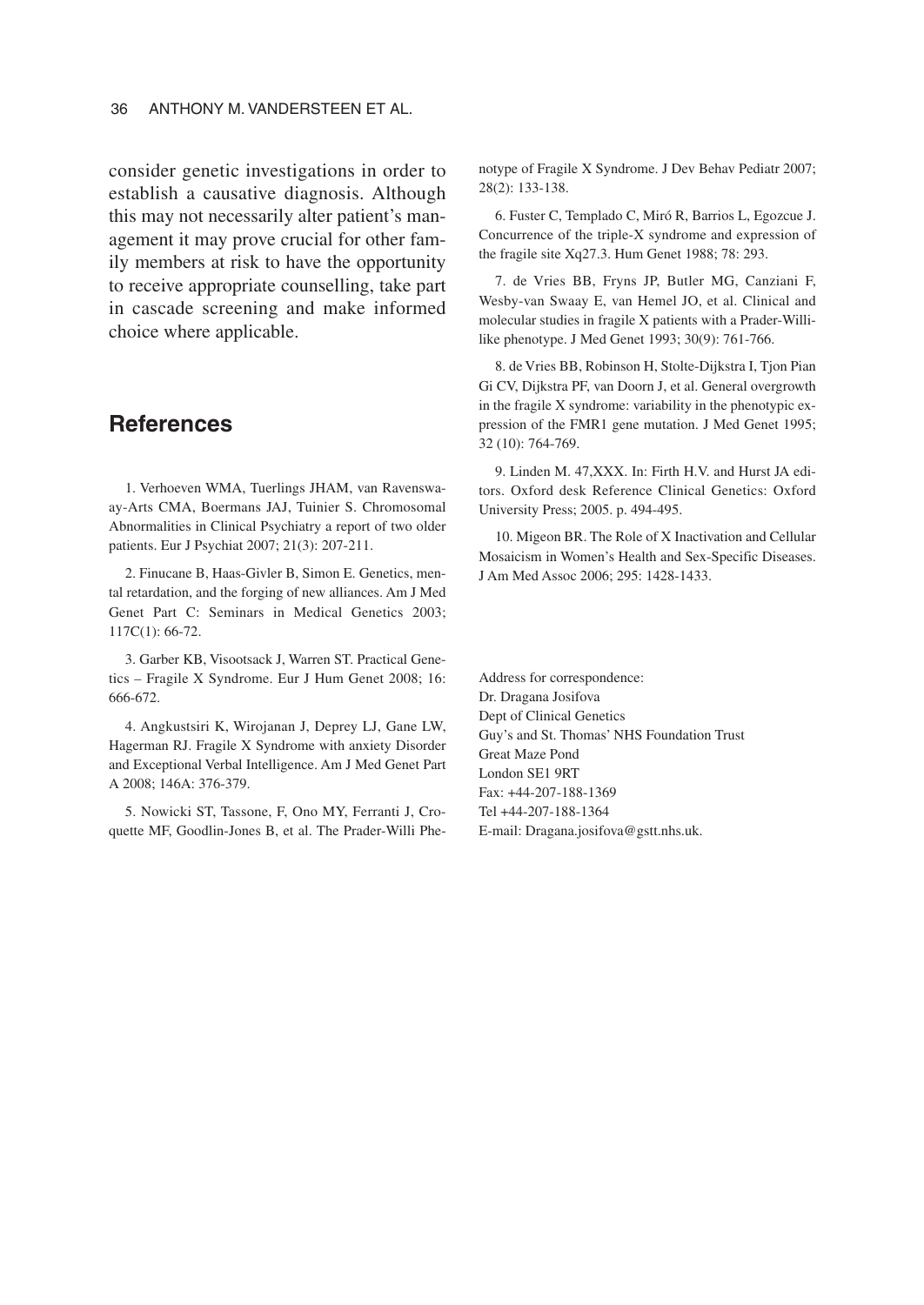consider genetic investigations in order to establish a causative diagnosis. Although this may not necessarily alter patient's management it may prove crucial for other family members at risk to have the opportunity to receive appropriate counselling, take part in cascade screening and make informed choice where applicable.

## References

1. Verhoeven WMA, Tuerlings JHAM, van Ravensway-Arts CMA, Boermans JAJ, Tuinier S. Chromosomal Abnormalities in Clinical Psychiatry a report of two older patients. Eur J Psychiat 2007; 21(3): 207-211.

2. Finucane B, Haas-Givler B, Simon E. Genetics, mental retardation, and the forging of new alliances. Am J Med Genet Part C: Seminars in Medical Genetics 2003; 117C(1): 66-72.

3. Garber KB, Visootsack J, Warren ST. Practical Genetics – Fragile X Syndrome. Eur J Hum Genet 2008; 16: 666-672.

4. Angkustsiri K, Wirojanan J, Deprey LJ, Gane LW, Hagerman RJ. Fragile X Syndrome with anxiety Disorder and Exceptional Verbal Intelligence. Am J Med Genet Part A 2008; 146A: 376-379.

5. Nowicki ST, Tassone, F, Ono MY, Ferranti J, Croquette MF, Goodlin-Jones B, et al. The Prader-Willi Phenotype of Fragile X Syndrome. J Dev Behav Pediatr 2007; 28(2): 133-138.

6. Fuster C, Templado C, Miró R, Barrios L, Egozcue J. Concurrence of the triple-X syndrome and expression of the fragile site Xq27.3. Hum Genet 1988; 78: 293.

7. de Vries BB, Fryns JP, Butler MG, Canziani F, Wesby-van Swaay E, van Hemel JO, et al. Clinical and molecular studies in fragile X patients with a Prader-Willi-like phenotype. J Med Genet 1993; 30(9): 761-766.

8. de Vries BB, Robinson H, Stolte-Dijkstra I, Tjon Pian Gi CV, Dijkstra PF, van Doorn J, et al. General overgrowth in the fragile X syndrome: variability in the phenotypic expression of the FMR1 gene mutation. J Med Genet 1995; 32 (10): 764-769.

9. Linden M. 47,XXX. In: Firth H.V. and Hurst JA editors. Oxford desk Reference Clinical Genetics: Oxford University Press; 2005. p. 494-495.

10. Migeon BR. The Role of X Inactivation and Cellular Mosaicism in Women's Health and Sex-Specific Diseases. J Am Med Assoc 2006; 295: 1428-1433.

Address for correspondence:
Dr. Dragana Josifova
Dept of Clinical Genetics
Guy's and St. Thomas' NHS Foundation Trust
Great Maze Pond
London SE1 9RT
Fax: +44-207-188-1369
Tel +44-207-188-1364
E-mail: Dragana.josifova@gstt.nhs.uk.